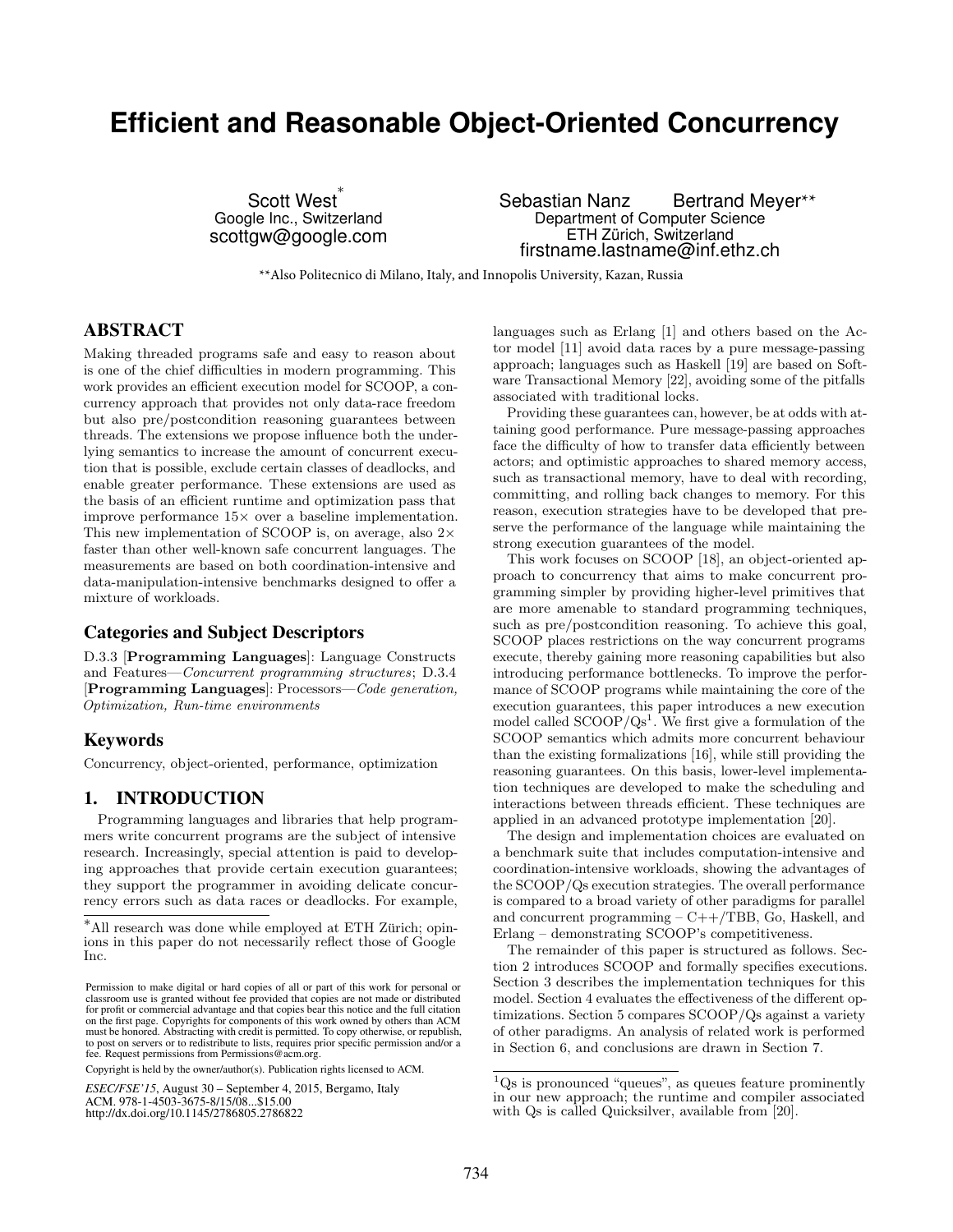# Efficient and Reasonable Object-Oriented Concurrency

Scott West[*]
Google Inc., Switzerland
scottgw@google.com

Sebastian Nanz    Bertrand Meyer[**]
Department of Computer Science
ETH Zürich, Switzerland
firstname.lastname@inf.ethz.ch

[**]Also Politecnico di Milano, Italy, and Innopolis University, Kazan, Russia

## ABSTRACT

Making threaded programs safe and easy to reason about is one of the chief difficulties in modern programming. This work provides an efficient execution model for SCOOP, a concurrency approach that provides not only data-race freedom but also pre/postcondition reasoning guarantees between threads. The extensions we propose influence both the underlying semantics to increase the amount of concurrent execution that is possible, exclude certain classes of deadlocks, and enable greater performance. These extensions are used as the basis of an efficient runtime and optimization pass that improve performance 15× over a baseline implementation. This new implementation of SCOOP is, on average, also 2× faster than other well-known safe concurrent languages. The measurements are based on both coordination-intensive and data-manipulation-intensive benchmarks designed to offer a mixture of workloads.

## Categories and Subject Descriptors

D.3.3 [**Programming Languages**]: Language Constructs and Features—*Concurrent programming structures*; D.3.4 [**Programming Languages**]: Processors—*Code generation, Optimization, Run-time environments*

## Keywords

Concurrency, object-oriented, performance, optimization

## 1. INTRODUCTION

Programming languages and libraries that help programmers write concurrent programs are the subject of intensive research. Increasingly, special attention is paid to developing approaches that provide certain execution guarantees; they support the programmer in avoiding delicate concurrency errors such as data races or deadlocks. For example, languages such as Erlang [1] and others based on the Actor model [11] avoid data races by a pure message-passing approach; languages such as Haskell [19] are based on Software Transactional Memory [22], avoiding some of the pitfalls associated with traditional locks.

Providing these guarantees can, however, be at odds with attaining good performance. Pure message-passing approaches face the difficulty of how to transfer data efficiently between actors; and optimistic approaches to shared memory access, such as transactional memory, have to deal with recording, committing, and rolling back changes to memory. For this reason, execution strategies have to be developed that preserve the performance of the language while maintaining the strong execution guarantees of the model.

This work focuses on SCOOP [18], an object-oriented approach to concurrency that aims to make concurrent programming simpler by providing higher-level primitives that are more amenable to standard programming techniques, such as pre/postcondition reasoning. To achieve this goal, SCOOP places restrictions on the way concurrent programs execute, thereby gaining more reasoning capabilities but also introducing performance bottlenecks. To improve the performance of SCOOP programs while maintaining the core of the execution guarantees, this paper introduces a new execution model called SCOOP/Qs[1]. We first give a formulation of the SCOOP semantics which admits more concurrent behaviour than the existing formalizations [16], while still providing the reasoning guarantees. On this basis, lower-level implementation techniques are developed to make the scheduling and interactions between threads efficient. These techniques are applied in an advanced prototype implementation [20].

The design and implementation choices are evaluated on a benchmark suite that includes computation-intensive and coordination-intensive workloads, showing the advantages of the SCOOP/Qs execution strategies. The overall performance is compared to a broad variety of other paradigms for parallel and concurrent programming – C++/TBB, Go, Haskell, and Erlang – demonstrating SCOOP's competitiveness.

The remainder of this paper is structured as follows. Section 2 introduces SCOOP and formally specifies executions. Section 3 describes the implementation techniques for this model. Section 4 evaluates the effectiveness of the different optimizations. Section 5 compares SCOOP/Qs against a variety of other paradigms. An analysis of related work is performed in Section 6, and conclusions are drawn in Section 7.

[*]All research was done while employed at ETH Zürich; opinions in this paper do not necessarily reflect those of Google Inc.

[1]Qs is pronounced "queues", as queues feature prominently in our new approach; the runtime and compiler associated with Qs is called Quicksilver, available from [20].

Permission to make digital or hard copies of all or part of this work for personal or classroom use is granted without fee provided that copies are not made or distributed for profit or commercial advantage and that copies bear this notice and the full citation on the first page. Copyrights for components of this work owned by others than ACM must be honored. Abstracting with credit is permitted. To copy otherwise, or republish, to post on servers or to redistribute to lists, requires prior specific permission and/or a fee. Request permissions from Permissions@acm.org.

Copyright is held by the owner/author(s). Publication rights licensed to ACM.

*ESEC/FSE'15*, August 30 – September 4, 2015, Bergamo, Italy
ACM. 978-1-4503-3675-8/15/08...$15.00
http://dx.doi.org/10.1145/2786805.2786822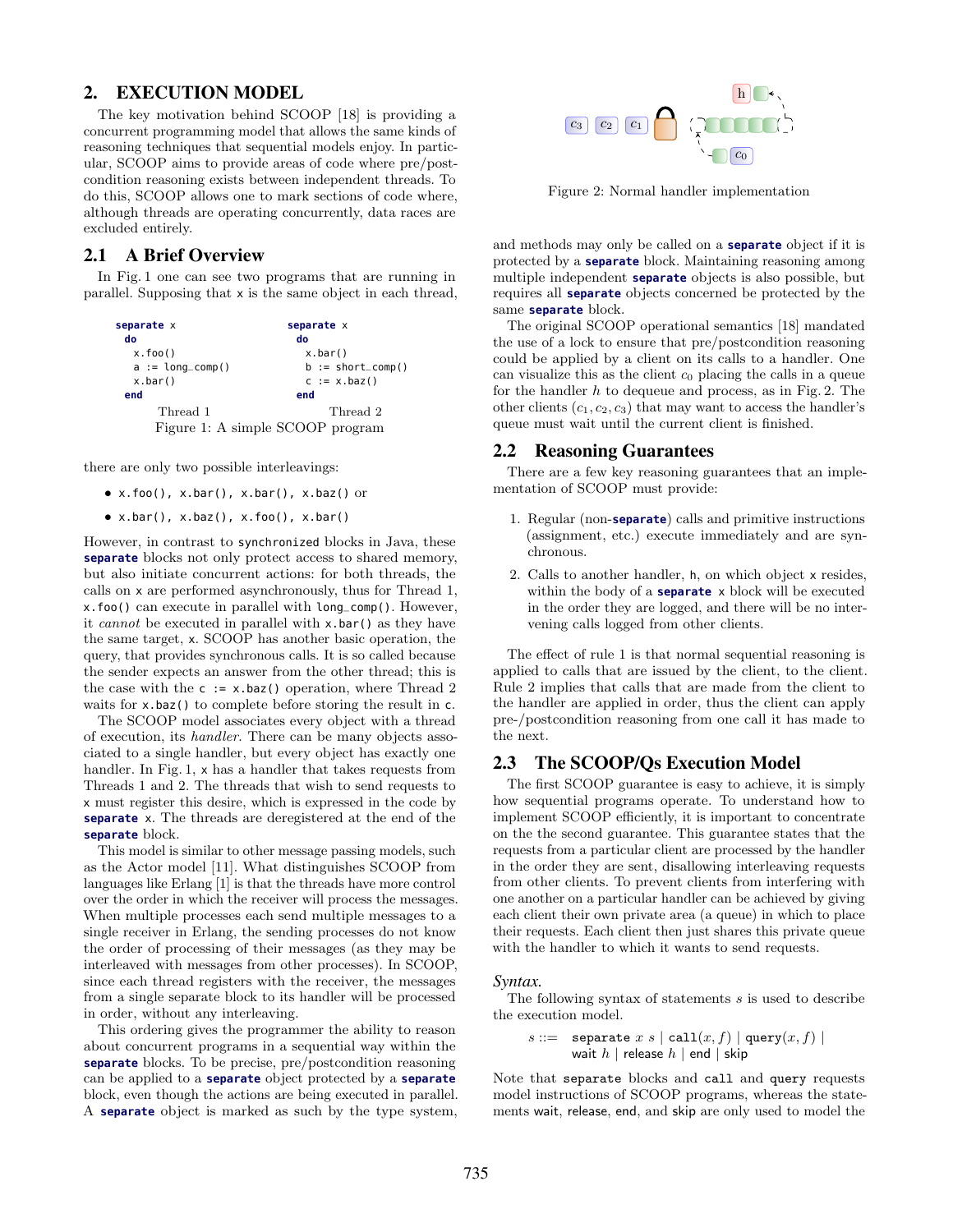## 2. EXECUTION MODEL

The key motivation behind SCOOP [18] is providing a concurrent programming model that allows the same kinds of reasoning techniques that sequential models enjoy. In particular, SCOOP aims to provide areas of code where pre/postcondition reasoning exists between independent threads. To do this, SCOOP allows one to mark sections of code where, although threads are operating concurrently, data races are excluded entirely.

### 2.1 A Brief Overview

In Fig. 1 one can see two programs that are running in parallel. Supposing that `x` is the same object in each thread,

```
separate x
  do
    x.foo()
    a := long_comp()
    x.bar()
  end
```
Thread 1

```
separate x
  do
    x.bar()
    b := short_comp()
    c := x.baz()
  end
```
Thread 2

Figure 1: A simple SCOOP program

there are only two possible interleavings:

- `x.foo(), x.bar(), x.bar(), x.baz()` or
- `x.bar(), x.baz(), x.foo(), x.bar()`

However, in contrast to `synchronized` blocks in Java, these **separate** blocks not only protect access to shared memory, but also initiate concurrent actions: for both threads, the calls on `x` are performed asynchronously, thus for Thread 1, `x.foo()` can execute in parallel with `long_comp()`. However, it *cannot* be executed in parallel with `x.bar()` as they have the same target, `x`. SCOOP has another basic operation, the query, that provides synchronous calls. It is so called because the sender expects an answer from the other thread; this is the case with the `c := x.baz()` operation, where Thread 2 waits for `x.baz()` to complete before storing the result in `c`.

The SCOOP model associates every object with a thread of execution, its *handler*. There can be many objects associated to a single handler, but every object has exactly one handler. In Fig. 1, `x` has a handler that takes requests from Threads 1 and 2. The threads that wish to send requests to `x` must register this desire, which is expressed in the code by **separate** `x`. The threads are deregistered at the end of the **separate** block.

This model is similar to other message passing models, such as the Actor model [11]. What distinguishes SCOOP from languages like Erlang [1] is that the threads have more control over the order in which the receiver will process the messages. When multiple processes each send multiple messages to a single receiver in Erlang, the sending processes do not know the order of processing of their messages (as they may be interleaved with messages from other processes). In SCOOP, since each thread registers with the receiver, the messages from a single separate block to its handler will be processed in order, without any interleaving.

This ordering gives the programmer the ability to reason about concurrent programs in a sequential way within the **separate** blocks. To be precise, pre/postcondition reasoning can be applied to a **separate** object protected by a **separate** block, even though the actions are being executed in parallel. A **separate** object is marked as such by the type system, and methods may only be called on a **separate** object if it is protected by a **separate** block. Maintaining reasoning among multiple independent **separate** objects is also possible, but requires all **separate** objects concerned be protected by the same **separate** block.

Figure 2: Normal handler implementation

The original SCOOP operational semantics [18] mandated the use of a lock to ensure that pre/postcondition reasoning could be applied by a client on its calls to a handler. One can visualize this as the client $c_0$ placing the calls in a queue for the handler $h$ to dequeue and process, as in Fig. 2. The other clients ($c_1, c_2, c_3$) that may want to access the handler's queue must wait until the current client is finished.

### 2.2 Reasoning Guarantees

There are a few key reasoning guarantees that an implementation of SCOOP must provide:

1. Regular (non-**separate**) calls and primitive instructions (assignment, etc.) execute immediately and are synchronous.
2. Calls to another handler, `h`, on which object `x` resides, within the body of a **separate** `x` block will be executed in the order they are logged, and there will be no intervening calls logged from other clients.

The effect of rule 1 is that normal sequential reasoning is applied to calls that are issued by the client, to the client. Rule 2 implies that calls that are made from the client to the handler are applied in order, thus the client can apply pre-/postcondition reasoning from one call it has made to the next.

### 2.3 The SCOOP/Qs Execution Model

The first SCOOP guarantee is easy to achieve, it is simply how sequential programs operate. To understand how to implement SCOOP efficiently, it is important to concentrate on the the second guarantee. This guarantee states that the requests from a particular client are processed by the handler in the order they are sent, disallowing interleaving requests from other clients. To prevent clients from interfering with one another on a particular handler can be achieved by giving each client their own private area (a queue) in which to place their requests. Each client then just shares this private queue with the handler to which it wants to send requests.

*Syntax.*

The following syntax of statements $s$ is used to describe the execution model.

$$s ::= \texttt{separate}\ x\ s \mid \texttt{call}(x, f) \mid \texttt{query}(x, f) \mid \texttt{wait}\ h \mid \texttt{release}\ h \mid \texttt{end} \mid \texttt{skip}$$

Note that `separate` blocks and `call` and `query` requests model instructions of SCOOP programs, whereas the statements `wait`, `release`, `end`, and `skip` are only used to model the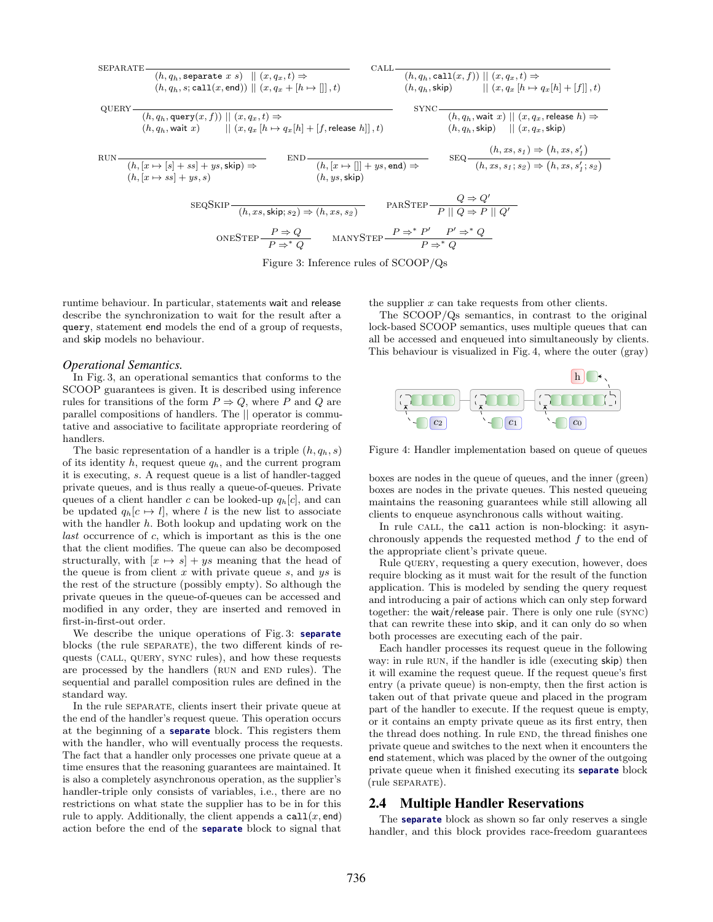$$\text{SEPARATE}\frac{}{\begin{array}{l}(h, q_h, \texttt{separate}\ x\ s)\ \ ||\ (x, q_x, t) \Rightarrow \\ (h, q_h, s; \texttt{call}(x, \texttt{end}))\ ||\ (x, q_x + [h \mapsto []], t)\end{array}}$$

$$\text{CALL}\frac{}{\begin{array}{l}(h, q_h, \texttt{call}(x, f))\ ||\ (x, q_x, t) \Rightarrow \\ (h, q_h, \mathsf{skip})\qquad\ ||\ (x, q_x\,[h \mapsto q_x[h] + [f]], t)\end{array}}$$

$$\text{QUERY}\frac{}{\begin{array}{l}(h, q_h, \texttt{query}(x, f))\ ||\ (x, q_x, t) \Rightarrow \\ (h, q_h, \mathsf{wait}\ x)\qquad\ ||\ (x, q_x\,[h \mapsto q_x[h] + [f, \mathsf{release}\ h]], t)\end{array}}$$

$$\text{SYNC}\frac{}{\begin{array}{l}(h, q_h, \mathsf{wait}\ x)\ ||\ (x, q_x, \mathsf{release}\ h) \Rightarrow \\ (h, q_h, \mathsf{skip})\quad\ ||\ (x, q_x, \mathsf{skip})\end{array}}$$

$$\text{RUN}\frac{}{\begin{array}{l}(h, [x \mapsto [s] + ss] + ys, \mathsf{skip}) \Rightarrow \\ (h, [x \mapsto ss] + ys, s)\end{array}}
\qquad
\text{END}\frac{}{\begin{array}{l}(h, [x \mapsto []] + ys, \mathsf{end}) \Rightarrow \\ (h, ys, \mathsf{skip})\end{array}}
\qquad
\text{SEQ}\frac{(h, xs, s_1) \Rightarrow (h, xs, s_1')}{(h, xs, s_1; s_2) \Rightarrow (h, xs, s_1'; s_2)}$$

$$\text{SEQSKIP}\frac{}{(h, xs, \mathsf{skip}; s_2) \Rightarrow (h, xs, s_2)}
\qquad
\text{PARSTEP}\frac{Q \Rightarrow Q'}{P\ ||\ Q \Rightarrow P\ ||\ Q'}$$

$$\text{ONESTEP}\frac{P \Rightarrow Q}{P \Rightarrow^* Q}
\qquad
\text{MANYSTEP}\frac{P \Rightarrow^* P' \qquad P' \Rightarrow^* Q}{P \Rightarrow^* Q}$$

Figure 3: Inference rules of SCOOP/Qs

runtime behaviour. In particular, statements wait and release describe the synchronization to wait for the result after a `query`, statement end models the end of a group of requests, and skip models no behaviour.

### *Operational Semantics.*

In Fig. 3, an operational semantics that conforms to the SCOOP guarantees is given. It is described using inference rules for transitions of the form $P \Rightarrow Q$, where $P$ and $Q$ are parallel compositions of handlers. The $||$ operator is commutative and associative to facilitate appropriate reordering of handlers.

The basic representation of a handler is a triple $(h, q_h, s)$ of its identity $h$, request queue $q_h$, and the current program it is executing, $s$. A request queue is a list of handler-tagged private queues, and is thus really a queue-of-queues. Private queues of a client handler $c$ can be looked-up $q_h[c]$, and can be updated $q_h[c \mapsto l]$, where $l$ is the new list to associate with the handler $h$. Both lookup and updating work on the *last* occurrence of $c$, which is important as this is the one that the client modifies. The queue can also be decomposed structurally, with $[x \mapsto s] + ys$ meaning that the head of the queue is from client $x$ with private queue $s$, and $ys$ is the rest of the structure (possibly empty). So although the private queues in the queue-of-queues can be accessed and modified in any order, they are inserted and removed in first-in-first-out order.

We describe the unique operations of Fig. 3: **separate** blocks (the rule SEPARATE), the two different kinds of requests (CALL, QUERY, SYNC rules), and how these requests are processed by the handlers (RUN and END rules). The sequential and parallel composition rules are defined in the standard way.

In the rule SEPARATE, clients insert their private queue at the end of the handler's request queue. This operation occurs at the beginning of a **separate** block. This registers them with the handler, who will eventually process the requests. The fact that a handler only processes one private queue at a time ensures that the reasoning guarantees are maintained. It is also a completely asynchronous operation, as the supplier's handler-triple only consists of variables, i.e., there are no restrictions on what state the supplier has to be in for this rule to apply. Additionally, the client appends a $\texttt{call}(x, \texttt{end})$ action before the end of the **separate** block to signal that the supplier $x$ can take requests from other clients.

The SCOOP/Qs semantics, in contrast to the original lock-based SCOOP semantics, uses multiple queues that can all be accessed and enqueued into simultaneously by clients. This behaviour is visualized in Fig. 4, where the outer (gray) boxes are nodes in the queue of queues, and the inner (green) boxes are nodes in the private queues. This nested queueing maintains the reasoning guarantees while still allowing all clients to enqueue asynchronous calls without waiting.

Figure 4: Handler implementation based on queue of queues

In rule CALL, the `call` action is non-blocking: it asynchronously appends the requested method $f$ to the end of the appropriate client's private queue.

Rule QUERY, requesting a query execution, however, does require blocking as it must wait for the result of the function application. This is modeled by sending the query request and introducing a pair of actions which can only step forward together: the wait/release pair. There is only one rule (SYNC) that can rewrite these into skip, and it can only do so when both processes are executing each of the pair.

Each handler processes its request queue in the following way: in rule RUN, if the handler is idle (executing skip) then it will examine the request queue. If the request queue's first entry (a private queue) is non-empty, then the first action is taken out of that private queue and placed in the program part of the handler to execute. If the request queue is empty, or it contains an empty private queue as its first entry, then the thread does nothing. In rule END, the thread finishes one private queue and switches to the next when it encounters the end statement, which was placed by the owner of the outgoing private queue when it finished executing its **separate** block (rule SEPARATE).

## 2.4 Multiple Handler Reservations

The **separate** block as shown so far only reserves a single handler, and this block provides race-freedom guarantees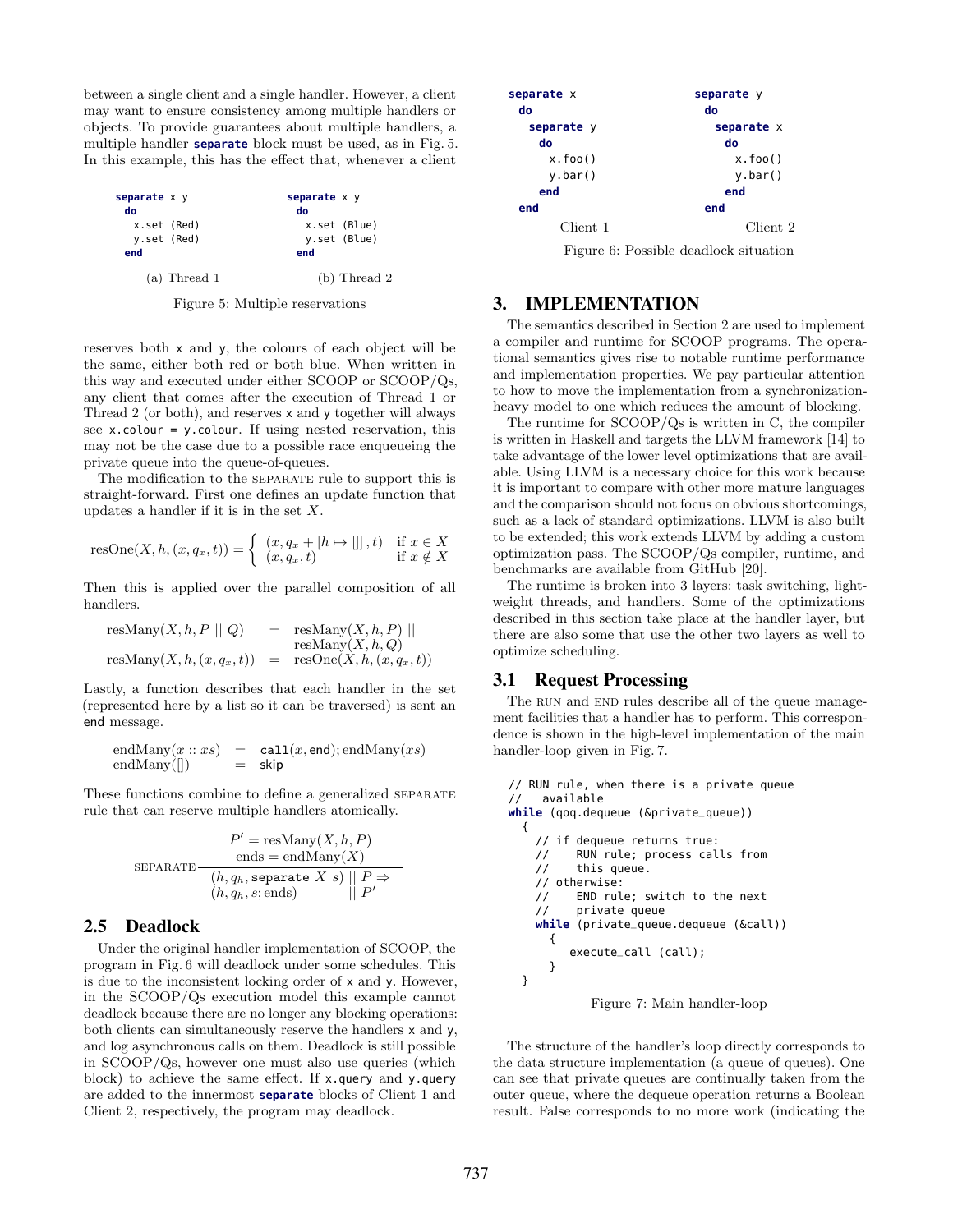between a single client and a single handler. However, a client may want to ensure consistency among multiple handlers or objects. To provide guarantees about multiple handlers, a multiple handler **separate** block must be used, as in Fig. 5. In this example, this has the effect that, whenever a client

```
separate x y
 do
   x.set (Red)
   y.set (Red)
 end
```

(a) Thread 1

```
separate x y
 do
   x.set (Blue)
   y.set (Blue)
 end
```

(b) Thread 2

Figure 5: Multiple reservations

reserves both `x` and `y`, the colours of each object will be the same, either both red or both blue. When written in this way and executed under either SCOOP or SCOOP/Qs, any client that comes after the execution of Thread 1 or Thread 2 (or both), and reserves `x` and `y` together will always see `x.colour = y.colour`. If using nested reservation, this may not be the case due to a possible race enqueueing the private queue into the queue-of-queues.

The modification to the SEPARATE rule to support this is straight-forward. First one defines an update function that updates a handler if it is in the set $X$.

$$\text{resOne}(X, h, (x, q_x, t)) = \begin{cases} (x, q_x + [h \mapsto []], t) & \text{if } x \in X \\ (x, q_x, t) & \text{if } x \notin X \end{cases}$$

Then this is applied over the parallel composition of all handlers.

$$\begin{aligned} \text{resMany}(X, h, P \mid\mid Q) &= \text{resMany}(X, h, P) \mid\mid \\ &\quad\ \text{resMany}(X, h, Q) \\ \text{resMany}(X, h, (x, q_x, t)) &= \text{resOne}(X, h, (x, q_x, t)) \end{aligned}$$

Lastly, a function describes that each handler in the set (represented here by a list so it can be traversed) is sent an `end` message.

$$\begin{aligned} \text{endMany}(x :: xs) &= \texttt{call}(x, \texttt{end}); \text{endMany}(xs) \\ \text{endMany}([]) &= \texttt{skip} \end{aligned}$$

These functions combine to define a generalized SEPARATE rule that can reserve multiple handlers atomically.

$$\text{SEPARATE}\ \frac{\begin{array}{c} P' = \text{resMany}(X, h, P) \\ \text{ends} = \text{endMany}(X) \end{array}}{\begin{array}{l} (h, q_h, \texttt{separate}\ X\ s) \mid\mid P \Rightarrow \\ (h, q_h, s; \text{ends}) \qquad\ \mid\mid P' \end{array}}$$

## 2.5 Deadlock

Under the original handler implementation of SCOOP, the program in Fig. 6 will deadlock under some schedules. This is due to the inconsistent locking order of `x` and `y`. However, in the SCOOP/Qs execution model this example cannot deadlock because there are no longer any blocking operations: both clients can simultaneously reserve the handlers `x` and `y`, and log asynchronous calls on them. Deadlock is still possible in SCOOP/Qs, however one must also use queries (which block) to achieve the same effect. If `x.query` and `y.query` are added to the innermost **separate** blocks of Client 1 and Client 2, respectively, the program may deadlock.

```
separate x
 do
  separate y
   do
     x.foo()
     y.bar()
   end
 end
```

Client 1

```
separate y
 do
  separate x
   do
     x.foo()
     y.bar()
   end
 end
```

Client 2

Figure 6: Possible deadlock situation

# 3. IMPLEMENTATION

The semantics described in Section 2 are used to implement a compiler and runtime for SCOOP programs. The operational semantics gives rise to notable runtime performance and implementation properties. We pay particular attention to how to move the implementation from a synchronization-heavy model to one which reduces the amount of blocking.

The runtime for SCOOP/Qs is written in C, the compiler is written in Haskell and targets the LLVM framework [14] to take advantage of the lower level optimizations that are available. Using LLVM is a necessary choice for this work because it is important to compare with other more mature languages and the comparison should not focus on obvious shortcomings, such as a lack of standard optimizations. LLVM is also built to be extended; this work extends LLVM by adding a custom optimization pass. The SCOOP/Qs compiler, runtime, and benchmarks are available from GitHub [20].

The runtime is broken into 3 layers: task switching, lightweight threads, and handlers. Some of the optimizations described in this section take place at the handler layer, but there are also some that use the other two layers as well to optimize scheduling.

## 3.1 Request Processing

The RUN and END rules describe all of the queue management facilities that a handler has to perform. This correspondence is shown in the high-level implementation of the main handler-loop given in Fig. 7.

```
// RUN rule, when there is a private queue
//   available
while (qoq.dequeue (&private_queue))
  {
    // if dequeue returns true:
    //    RUN rule; process calls from
    //    this queue.
    // otherwise:
    //    END rule; switch to the next
    //    private queue
    while (private_queue.dequeue (&call))
      {
        execute_call (call);
      }
  }
```

Figure 7: Main handler-loop

The structure of the handler's loop directly corresponds to the data structure implementation (a queue of queues). One can see that private queues are continually taken from the outer queue, where the dequeue operation returns a Boolean result. False corresponds to no more work (indicating the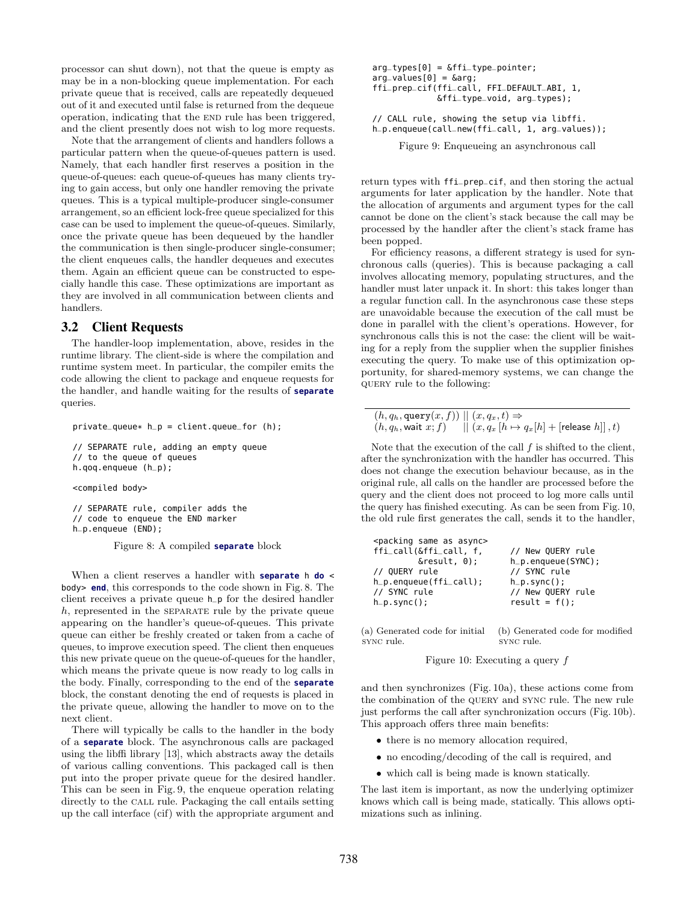processor can shut down), not that the queue is empty as may be in a non-blocking queue implementation. For each private queue that is received, calls are repeatedly dequeued out of it and executed until false is returned from the dequeue operation, indicating that the END rule has been triggered, and the client presently does not wish to log more requests.

Note that the arrangement of clients and handlers follows a particular pattern when the queue-of-queues pattern is used. Namely, that each handler first reserves a position in the queue-of-queues: each queue-of-queues has many clients trying to gain access, but only one handler removing the private queues. This is a typical multiple-producer single-consumer arrangement, so an efficient lock-free queue specialized for this case can be used to implement the queue-of-queues. Similarly, once the private queue has been dequeued by the handler the communication is then single-producer single-consumer; the client enqueues calls, the handler dequeues and executes them. Again an efficient queue can be constructed to especially handle this case. These optimizations are important as they are involved in all communication between clients and handlers.

## 3.2 Client Requests

The handler-loop implementation, above, resides in the runtime library. The client-side is where the compilation and runtime system meet. In particular, the compiler emits the code allowing the client to package and enqueue requests for the handler, and handle waiting for the results of **separate** queries.

```
private_queue* h_p = client.queue_for (h);

// SEPARATE rule, adding an empty queue
// to the queue of queues
h.qoq.enqueue (h_p);

<compiled body>

// SEPARATE rule, compiler adds the
// code to enqueue the END marker
h_p.enqueue (END);
```

Figure 8: A compiled **separate** block

When a client reserves a handler with **separate** h **do** < body> **end**, this corresponds to the code shown in Fig. 8. The client receives a private queue h_p for the desired handler $h$, represented in the SEPARATE rule by the private queue appearing on the handler's queue-of-queues. This private queue can either be freshly created or taken from a cache of queues, to improve execution speed. The client then enqueues this new private queue on the queue-of-queues for the handler, which means the private queue is now ready to log calls in the body. Finally, corresponding to the end of the **separate** block, the constant denoting the end of requests is placed in the private queue, allowing the handler to move on to the next client.

There will typically be calls to the handler in the body of a **separate** block. The asynchronous calls are packaged using the libffi library [13], which abstracts away the details of various calling conventions. This packaged call is then put into the proper private queue for the desired handler. This can be seen in Fig. 9, the enqueue operation relating directly to the CALL rule. Packaging the call entails setting up the call interface (cif) with the appropriate argument and

```
arg_types[0] = &ffi_type_pointer;
arg_values[0] = &arg;
ffi_prep_cif(ffi_call, FFI_DEFAULT_ABI, 1,
             &ffi_type_void, arg_types);

// CALL rule, showing the setup via libffi.
h_p.enqueue(call_new(ffi_call, 1, arg_values));
```

Figure 9: Enqueueing an asynchronous call

return types with ffi_prep_cif, and then storing the actual arguments for later application by the handler. Note that the allocation of arguments and argument types for the call cannot be done on the client's stack because the call may be processed by the handler after the client's stack frame has been popped.

For efficiency reasons, a different strategy is used for synchronous calls (queries). This is because packaging a call involves allocating memory, populating structures, and the handler must later unpack it. In short: this takes longer than a regular function call. In the asynchronous case these steps are unavoidable because the execution of the call must be done in parallel with the client's operations. However, for synchronous calls this is not the case: the client will be waiting for a reply from the supplier when the supplier finishes executing the query. To make use of this optimization opportunity, for shared-memory systems, we can change the QUERY rule to the following:

$$
\begin{array}{ll}
(h, q_h, \texttt{query}(x, f)) \mid\mid (x, q_x, t) \Rightarrow & \\
(h, q_h, \mathsf{wait}\ x; f) \quad \mid\mid (x, q_x\,[h \mapsto q_x[h] + [\mathsf{release}\ h]]\,, t) &
\end{array}
$$

Note that the execution of the call $f$ is shifted to the client, after the synchronization with the handler has occurred. This does not change the execution behaviour because, as in the original rule, all calls on the handler are processed before the query and the client does not proceed to log more calls until the query has finished executing. As can be seen from Fig. 10, the old rule first generates the call, sends it to the handler,

```
<packing same as async>
ffi_call(&ffi_call, f,
         &result, 0);
// QUERY rule
h_p.enqueue(ffi_call);
// SYNC rule
h_p.sync();
```

(a) Generated code for initial SYNC rule.

```
// New QUERY rule
h_p.enqueue(SYNC);
// SYNC rule
h_p.sync();
// New QUERY rule
result = f();
```

(b) Generated code for modified SYNC rule.

Figure 10: Executing a query $f$

and then synchronizes (Fig. 10a), these actions come from the combination of the QUERY and SYNC rule. The new rule just performs the call after synchronization occurs (Fig. 10b). This approach offers three main benefits:

- there is no memory allocation required,
- no encoding/decoding of the call is required, and
- which call is being made is known statically.

The last item is important, as now the underlying optimizer knows which call is being made, statically. This allows optimizations such as inlining.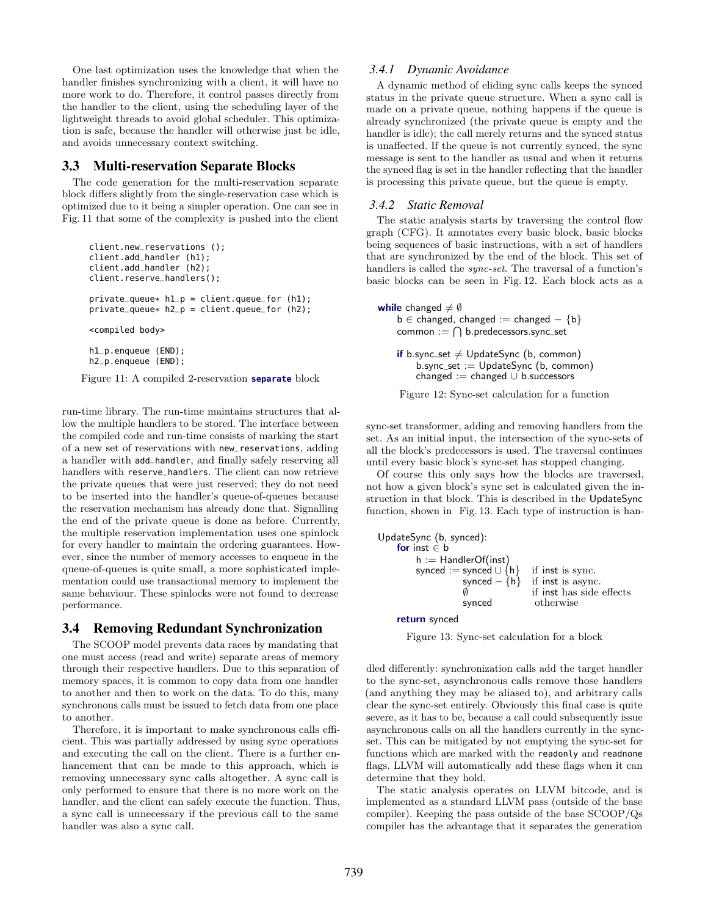One last optimization uses the knowledge that when the handler finishes synchronizing with a client, it will have no more work to do. Therefore, it control passes directly from the handler to the client, using the scheduling layer of the lightweight threads to avoid global scheduler. This optimization is safe, because the handler will otherwise just be idle, and avoids unnecessary context switching.

## 3.3 Multi-reservation Separate Blocks

The code generation for the multi-reservation separate block differs slightly from the single-reservation case which is optimized due to it being a simpler operation. One can see in Fig. 11 that some of the complexity is pushed into the client run-time library. The run-time maintains structures that allow the multiple handlers to be stored. The interface between the compiled code and run-time consists of marking the start of a new set of reservations with `new_reservations`, adding a handler with `add_handler`, and finally safely reserving all handlers with `reserve_handlers`. The client can now retrieve the private queues that were just reserved; they do not need to be inserted into the handler's queue-of-queues because the reservation mechanism has already done that. Signalling the end of the private queue is done as before. Currently, the multiple reservation implementation uses one spinlock for every handler to maintain the ordering guarantees. However, since the number of memory accesses to enqueue in the queue-of-queues is quite small, a more sophisticated implementation could use transactional memory to implement the same behaviour. These spinlocks were not found to decrease performance.

```
client.new_reservations ();
client.add_handler (h1);
client.add_handler (h2);
client.reserve_handlers();

private_queue* h1_p = client.queue_for (h1);
private_queue* h2_p = client.queue_for (h2);

<compiled body>

h1_p.enqueue (END);
h2_p.enqueue (END);
```

Figure 11: A compiled 2-reservation **separate** block

## 3.4 Removing Redundant Synchronization

The SCOOP model prevents data races by mandating that one must access (read and write) separate areas of memory through their respective handlers. Due to this separation of memory spaces, it is common to copy data from one handler to another and then to work on the data. To do this, many synchronous calls must be issued to fetch data from one place to another.

Therefore, it is important to make synchronous calls efficient. This was partially addressed by using sync operations and executing the call on the client. There is a further enhancement that can be made to this approach, which is removing unnecessary sync calls altogether. A sync call is only performed to ensure that there is no more work on the handler, and the client can safely execute the function. Thus, a sync call is unnecessary if the previous call to the same handler was also a sync call.

### 3.4.1 *Dynamic Avoidance*

A dynamic method of eliding sync calls keeps the synced status in the private queue structure. When a sync call is made on a private queue, nothing happens if the queue is already synchronized (the private queue is empty and the handler is idle); the call merely returns and the synced status is unaffected. If the queue is not currently synced, the sync message is sent to the handler as usual and when it returns the synced flag is set in the handler reflecting that the handler is processing this private queue, but the queue is empty.

### 3.4.2 *Static Removal*

The static analysis starts by traversing the control flow graph (CFG). It annotates every basic block, basic blocks being sequences of basic instructions, with a set of handlers that are synchronized by the end of the block. This set of handlers is called the *sync-set*. The traversal of a function's basic blocks can be seen in Fig. 12. Each block acts as a sync-set transformer, adding and removing handlers from the set. As an initial input, the intersection of the sync-sets of all the block's predecessors is used. The traversal continues until every basic block's sync-set has stopped changing.

```
while changed ≠ ∅
    b ∈ changed, changed := changed − {b}
    common := ⋂ b.predecessors.sync_set

    if b.sync_set ≠ UpdateSync (b, common)
        b.sync_set := UpdateSync (b, common)
        changed := changed ∪ b.successors
```

Figure 12: Sync-set calculation for a function

Of course this only says how the blocks are traversed, not how a given block's sync set is calculated given the instruction in that block. This is described in the UpdateSync function, shown in Fig. 13. Each type of instruction is handled differently: synchronization calls add the target handler to the sync-set, asynchronous calls remove those handlers (and anything they may be aliased to), and arbitrary calls clear the sync-set entirely. Obviously this final case is quite severe, as it has to be, because a call could subsequently issue asynchronous calls on all the handlers currently in the sync-set. This can be mitigated by not emptying the sync-set for functions which are marked with the `readonly` and `readnone` flags. LLVM will automatically add these flags when it can determine that they hold.

```
UpdateSync (b, synced):
    for inst ∈ b
        h := HandlerOf(inst)
        synced := synced ∪ {h}   if inst is sync.
                  synced − {h}   if inst is async.
                  ∅              if inst has side effects
                  synced          otherwise

    return synced
```

Figure 13: Sync-set calculation for a block

The static analysis operates on LLVM bitcode, and is implemented as a standard LLVM pass (outside of the base compiler). Keeping the pass outside of the base SCOOP/Qs compiler has the advantage that it separates the generation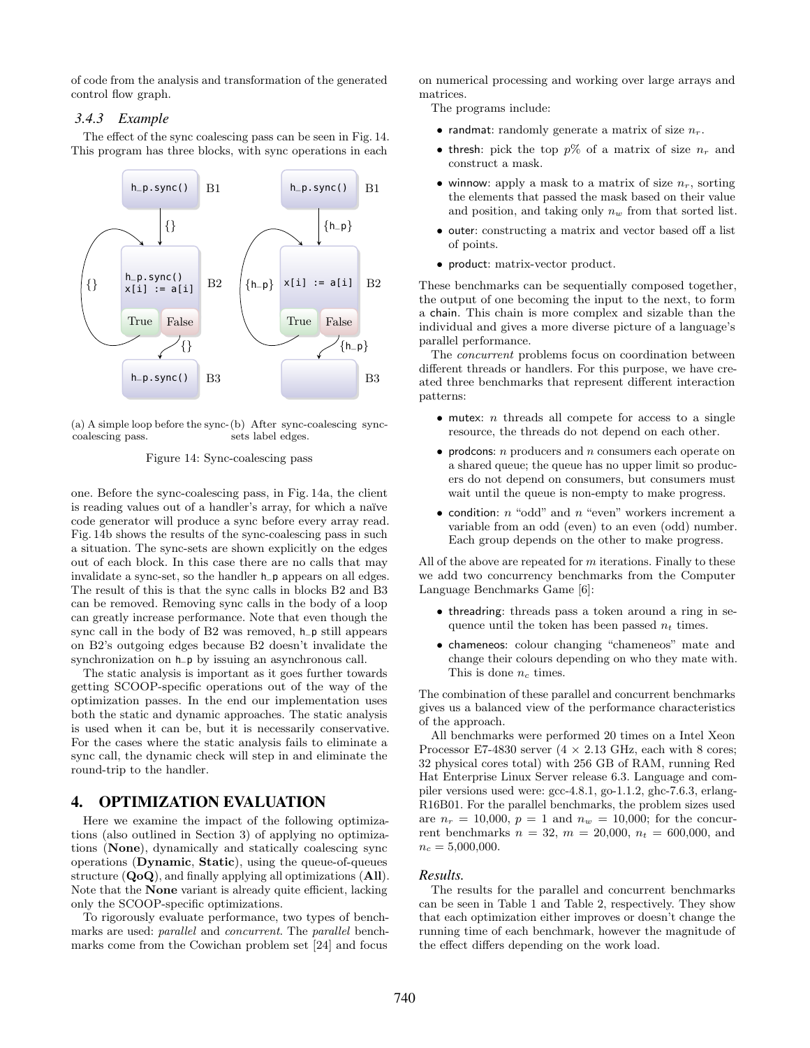of code from the analysis and transformation of the generated control flow graph.

### 3.4.3 Example

The effect of the sync coalescing pass can be seen in Fig. 14. This program has three blocks, with sync operations in each one. Before the sync-coalescing pass, in Fig. 14a, the client is reading values out of a handler's array, for which a naïve code generator will produce a sync before every array read. Fig. 14b shows the results of the sync-coalescing pass in such a situation. The sync-sets are shown explicitly on the edges out of each block. In this case there are no calls that may invalidate a sync-set, so the handler h_p appears on all edges. The result of this is that the sync calls in blocks B2 and B3 can be removed. Removing sync calls in the body of a loop can greatly increase performance. Note that even though the sync call in the body of B2 was removed, h_p still appears on B2's outgoing edges because B2 doesn't invalidate the synchronization on h_p by issuing an asynchronous call.

(a) A simple loop before the sync-coalescing pass.

(b) After sync-coalescing sync-sets label edges.

Figure 14: Sync-coalescing pass

The static analysis is important as it goes further towards getting SCOOP-specific operations out of the way of the optimization passes. In the end our implementation uses both the static and dynamic approaches. The static analysis is used when it can be, but it is necessarily conservative. For the cases where the static analysis fails to eliminate a sync call, the dynamic check will step in and eliminate the round-trip to the handler.

## 4. OPTIMIZATION EVALUATION

Here we examine the impact of the following optimizations (also outlined in Section 3) of applying no optimizations (**None**), dynamically and statically coalescing sync operations (**Dynamic**, **Static**), using the queue-of-queues structure (**QoQ**), and finally applying all optimizations (**All**). Note that the **None** variant is already quite efficient, lacking only the SCOOP-specific optimizations.

To rigorously evaluate performance, two types of benchmarks are used: *parallel* and *concurrent*. The *parallel* benchmarks come from the Cowichan problem set [24] and focus on numerical processing and working over large arrays and matrices.

The programs include:

- randmat: randomly generate a matrix of size $n_r$.
- thresh: pick the top $p\%$ of a matrix of size $n_r$ and construct a mask.
- winnow: apply a mask to a matrix of size $n_r$, sorting the elements that passed the mask based on their value and position, and taking only $n_w$ from that sorted list.
- outer: constructing a matrix and vector based off a list of points.
- product: matrix-vector product.

These benchmarks can be sequentially composed together, the output of one becoming the input to the next, to form a chain. This chain is more complex and sizable than the individual and gives a more diverse picture of a language's parallel performance.

The *concurrent* problems focus on coordination between different threads or handlers. For this purpose, we have created three benchmarks that represent different interaction patterns:

- mutex: $n$ threads all compete for access to a single resource, the threads do not depend on each other.
- prodcons: $n$ producers and $n$ consumers each operate on a shared queue; the queue has no upper limit so producers do not depend on consumers, but consumers must wait until the queue is non-empty to make progress.
- condition: $n$ "odd" and $n$ "even" workers increment a variable from an odd (even) to an even (odd) number. Each group depends on the other to make progress.

All of the above are repeated for $m$ iterations. Finally to these we add two concurrency benchmarks from the Computer Language Benchmarks Game [6]:

- threadring: threads pass a token around a ring in sequence until the token has been passed $n_t$ times.
- chameneos: colour changing "chameneos" mate and change their colours depending on who they mate with. This is done $n_c$ times.

The combination of these parallel and concurrent benchmarks gives us a balanced view of the performance characteristics of the approach.

All benchmarks were performed 20 times on a Intel Xeon Processor E7-4830 server (4 × 2.13 GHz, each with 8 cores; 32 physical cores total) with 256 GB of RAM, running Red Hat Enterprise Linux Server release 6.3. Language and compiler versions used were: gcc-4.8.1, go-1.1.2, ghc-7.6.3, erlang-R16B01. For the parallel benchmarks, the problem sizes used are $n_r$ = 10,000, $p$ = 1 and $n_w$ = 10,000; for the concurrent benchmarks $n$ = 32, $m$ = 20,000, $n_t$ = 600,000, and $n_c$ = 5,000,000.

#### Results.

The results for the parallel and concurrent benchmarks can be seen in Table 1 and Table 2, respectively. They show that each optimization either improves or doesn't change the running time of each benchmark, however the magnitude of the effect differs depending on the work load.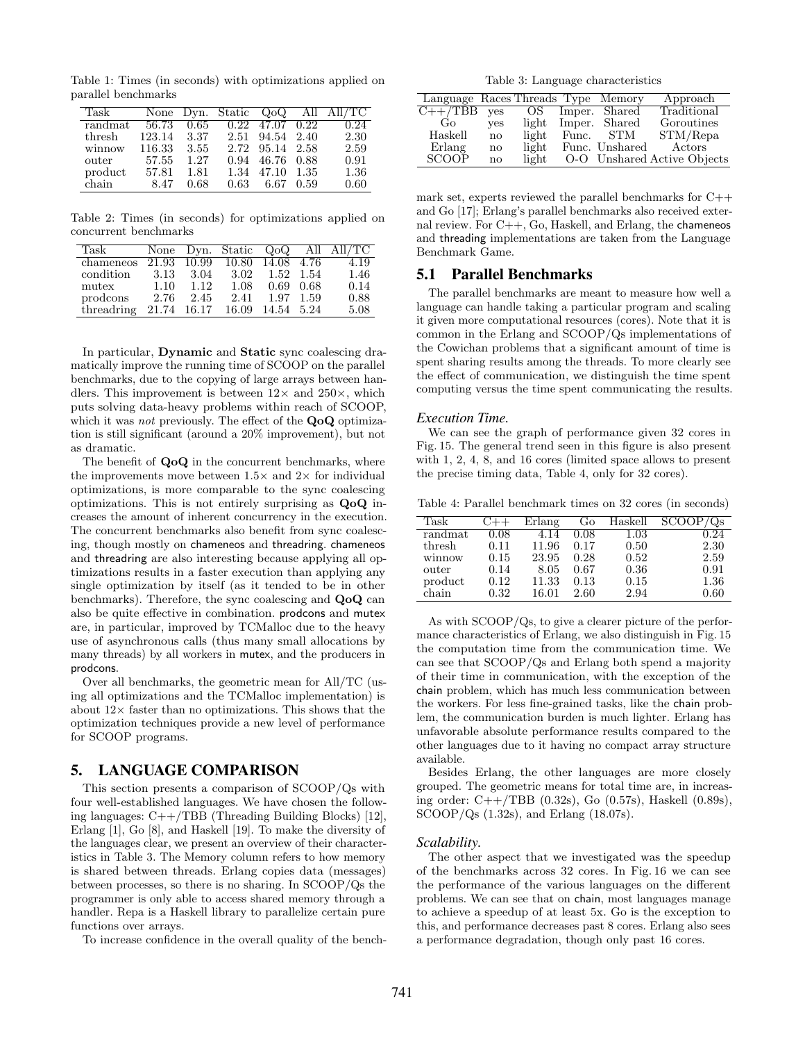Table 1: Times (in seconds) with optimizations applied on parallel benchmarks

| Task | None | Dyn. | Static | QoQ | All | All/TC |
|---|---|---|---|---|---|---|
| randmat | 56.73 | 0.65 | 0.22 | 47.07 | 0.22 | 0.24 |
| thresh | 123.14 | 3.37 | 2.51 | 94.54 | 2.40 | 2.30 |
| winnow | 116.33 | 3.55 | 2.72 | 95.14 | 2.58 | 2.59 |
| outer | 57.55 | 1.27 | 0.94 | 46.76 | 0.88 | 0.91 |
| product | 57.81 | 1.81 | 1.34 | 47.10 | 1.35 | 1.36 |
| chain | 8.47 | 0.68 | 0.63 | 6.67 | 0.59 | 0.60 |

Table 2: Times (in seconds) for optimizations applied on concurrent benchmarks

| Task | None | Dyn. | Static | QoQ | All | All/TC |
|---|---|---|---|---|---|---|
| chameneos | 21.93 | 10.99 | 10.80 | 14.08 | 4.76 | 4.19 |
| condition | 3.13 | 3.04 | 3.02 | 1.52 | 1.54 | 1.46 |
| mutex | 1.10 | 1.12 | 1.08 | 0.69 | 0.68 | 0.14 |
| prodcons | 2.76 | 2.45 | 2.41 | 1.97 | 1.59 | 0.88 |
| threadring | 21.74 | 16.17 | 16.09 | 14.54 | 5.24 | 5.08 |

In particular, **Dynamic** and **Static** sync coalescing dramatically improve the running time of SCOOP on the parallel benchmarks, due to the copying of large arrays between handlers. This improvement is between 12× and 250×, which puts solving data-heavy problems within reach of SCOOP, which it was *not* previously. The effect of the **QoQ** optimization is still significant (around a 20% improvement), but not as dramatic.

The benefit of **QoQ** in the concurrent benchmarks, where the improvements move between 1.5× and 2× for individual optimizations, is more comparable to the sync coalescing optimizations. This is not entirely surprising as **QoQ** increases the amount of inherent concurrency in the execution. The concurrent benchmarks also benefit from sync coalescing, though mostly on chameneos and threadring. chameneos and threadring are also interesting because applying all optimizations results in a faster execution than applying any single optimization by itself (as it tended to be in other benchmarks). Therefore, the sync coalescing and **QoQ** can also be quite effective in combination. prodcons and mutex are, in particular, improved by TCMalloc due to the heavy use of asynchronous calls (thus many small allocations by many threads) by all workers in mutex, and the producers in prodcons.

Over all benchmarks, the geometric mean for All/TC (using all optimizations and the TCMalloc implementation) is about 12× faster than no optimizations. This shows that the optimization techniques provide a new level of performance for SCOOP programs.

# 5. LANGUAGE COMPARISON

This section presents a comparison of SCOOP/Qs with four well-established languages. We have chosen the following languages: C++/TBB (Threading Building Blocks) [12], Erlang [1], Go [8], and Haskell [19]. To make the diversity of the languages clear, we present an overview of their characteristics in Table 3. The Memory column refers to how memory is shared between threads. Erlang copies data (messages) between processes, so there is no sharing. In SCOOP/Qs the programmer is only able to access shared memory through a handler. Repa is a Haskell library to parallelize certain pure functions over arrays.

To increase confidence in the overall quality of the benchmark set, experts reviewed the parallel benchmarks for C++ and Go [17]; Erlang's parallel benchmarks also received external review. For C++, Go, Haskell, and Erlang, the chameneos and threading implementations are taken from the Language Benchmark Game.

Table 3: Language characteristics

| Language | Races | Threads | Type | Memory | Approach |
|---|---|---|---|---|---|
| C++/TBB | yes | OS | Imper. | Shared | Traditional |
| Go | yes | light | Imper. | Shared | Goroutines |
| Haskell | no | light | Func. | STM | STM/Repa |
| Erlang | no | light | Func. | Unshared | Actors |
| SCOOP | no | light | O-O | Unshared | Active Objects |

## 5.1 Parallel Benchmarks

The parallel benchmarks are meant to measure how well a language can handle taking a particular program and scaling it given more computational resources (cores). Note that it is common in the Erlang and SCOOP/Qs implementations of the Cowichan problems that a significant amount of time is spent sharing results among the threads. To more clearly see the effect of communication, we distinguish the time spent computing versus the time spent communicating the results.

### *Execution Time.*

We can see the graph of performance given 32 cores in Fig. 15. The general trend seen in this figure is also present with 1, 2, 4, 8, and 16 cores (limited space allows to present the precise timing data, Table 4, only for 32 cores).

Table 4: Parallel benchmark times on 32 cores (in seconds)

| Task | C++ | Erlang | Go | Haskell | SCOOP/Qs |
|---|---|---|---|---|---|
| randmat | 0.08 | 4.14 | 0.08 | 1.03 | 0.24 |
| thresh | 0.11 | 11.96 | 0.17 | 0.50 | 2.30 |
| winnow | 0.15 | 23.95 | 0.28 | 0.52 | 2.59 |
| outer | 0.14 | 8.05 | 0.67 | 0.36 | 0.91 |
| product | 0.12 | 11.33 | 0.13 | 0.15 | 1.36 |
| chain | 0.32 | 16.01 | 2.60 | 2.94 | 0.60 |

As with SCOOP/Qs, to give a clearer picture of the performance characteristics of Erlang, we also distinguish in Fig. 15 the computation time from the communication time. We can see that SCOOP/Qs and Erlang both spend a majority of their time in communication, with the exception of the chain problem, which has much less communication between the workers. For less fine-grained tasks, like the chain problem, the communication burden is much lighter. Erlang has unfavorable absolute performance results compared to the other languages due to it having no compact array structure available.

Besides Erlang, the other languages are more closely grouped. The geometric means for total time are, in increasing order: C++/TBB (0.32s), Go (0.57s), Haskell (0.89s), SCOOP/Qs (1.32s), and Erlang (18.07s).

### *Scalability.*

The other aspect that we investigated was the speedup of the benchmarks across 32 cores. In Fig. 16 we can see the performance of the various languages on the different problems. We can see that on chain, most languages manage to achieve a speedup of at least 5x. Go is the exception to this, and performance decreases past 8 cores. Erlang also sees a performance degradation, though only past 16 cores.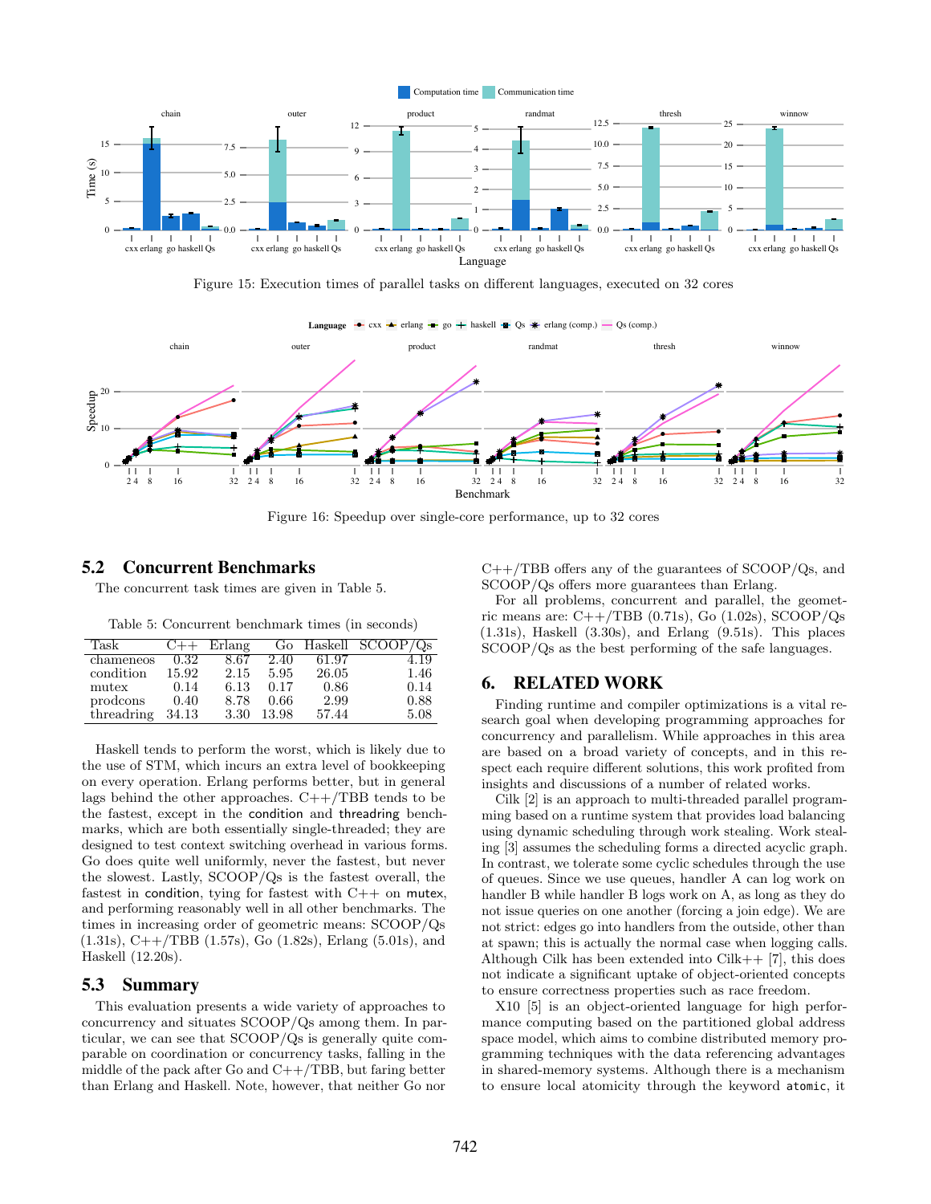Figure 15: Execution times of parallel tasks on different languages, executed on 32 cores

Figure 16: Speedup over single-core performance, up to 32 cores

## 5.2 Concurrent Benchmarks

The concurrent task times are given in Table 5.

Table 5: Concurrent benchmark times (in seconds)

| Task | C++ | Erlang | Go | Haskell | SCOOP/Qs |
|---|---|---|---|---|---|
| chameneos | 0.32 | 8.67 | 2.40 | 61.97 | 4.19 |
| condition | 15.92 | 2.15 | 5.95 | 26.05 | 1.46 |
| mutex | 0.14 | 6.13 | 0.17 | 0.86 | 0.14 |
| prodcons | 0.40 | 8.78 | 0.66 | 2.99 | 0.88 |
| threadring | 34.13 | 3.30 | 13.98 | 57.44 | 5.08 |

Haskell tends to perform the worst, which is likely due to the use of STM, which incurs an extra level of bookkeeping on every operation. Erlang performs better, but in general lags behind the other approaches. C++/TBB tends to be the fastest, except in the condition and threadring benchmarks, which are both essentially single-threaded; they are designed to test context switching overhead in various forms. Go does quite well uniformly, never the fastest, but never the slowest. Lastly, SCOOP/Qs is the fastest overall, the fastest in condition, tying for fastest with C++ on mutex, and performing reasonably well in all other benchmarks. The times in increasing order of geometric means: SCOOP/Qs (1.31s), C++/TBB (1.57s), Go (1.82s), Erlang (5.01s), and Haskell (12.20s).

## 5.3 Summary

This evaluation presents a wide variety of approaches to concurrency and situates SCOOP/Qs among them. In particular, we can see that SCOOP/Qs is generally quite comparable on coordination or concurrency tasks, falling in the middle of the pack after Go and C++/TBB, but faring better than Erlang and Haskell. Note, however, that neither Go nor C++/TBB offers any of the guarantees of SCOOP/Qs, and SCOOP/Qs offers more guarantees than Erlang.

For all problems, concurrent and parallel, the geometric means are: C++/TBB (0.71s), Go (1.02s), SCOOP/Qs (1.31s), Haskell (3.30s), and Erlang (9.51s). This places SCOOP/Qs as the best performing of the safe languages.

# 6. RELATED WORK

Finding runtime and compiler optimizations is a vital research goal when developing programming approaches for concurrency and parallelism. While approaches in this area are based on a broad variety of concepts, and in this respect each require different solutions, this work profited from insights and discussions of a number of related works.

Cilk [2] is an approach to multi-threaded parallel programming based on a runtime system that provides load balancing using dynamic scheduling through work stealing. Work stealing [3] assumes the scheduling forms a directed acyclic graph. In contrast, we tolerate some cyclic schedules through the use of queues. Since we use queues, handler A can log work on handler B while handler B logs work on A, as long as they do not issue queries on one another (forcing a join edge). We are not strict: edges go into handlers from the outside, other than at spawn; this is actually the normal case when logging calls. Although Cilk has been extended into Cilk++ [7], this does not indicate a significant uptake of object-oriented concepts to ensure correctness properties such as race freedom.

X10 [5] is an object-oriented language for high performance computing based on the partitioned global address space model, which aims to combine distributed memory programming techniques with the data referencing advantages in shared-memory systems. Although there is a mechanism to ensure local atomicity through the keyword `atomic`, it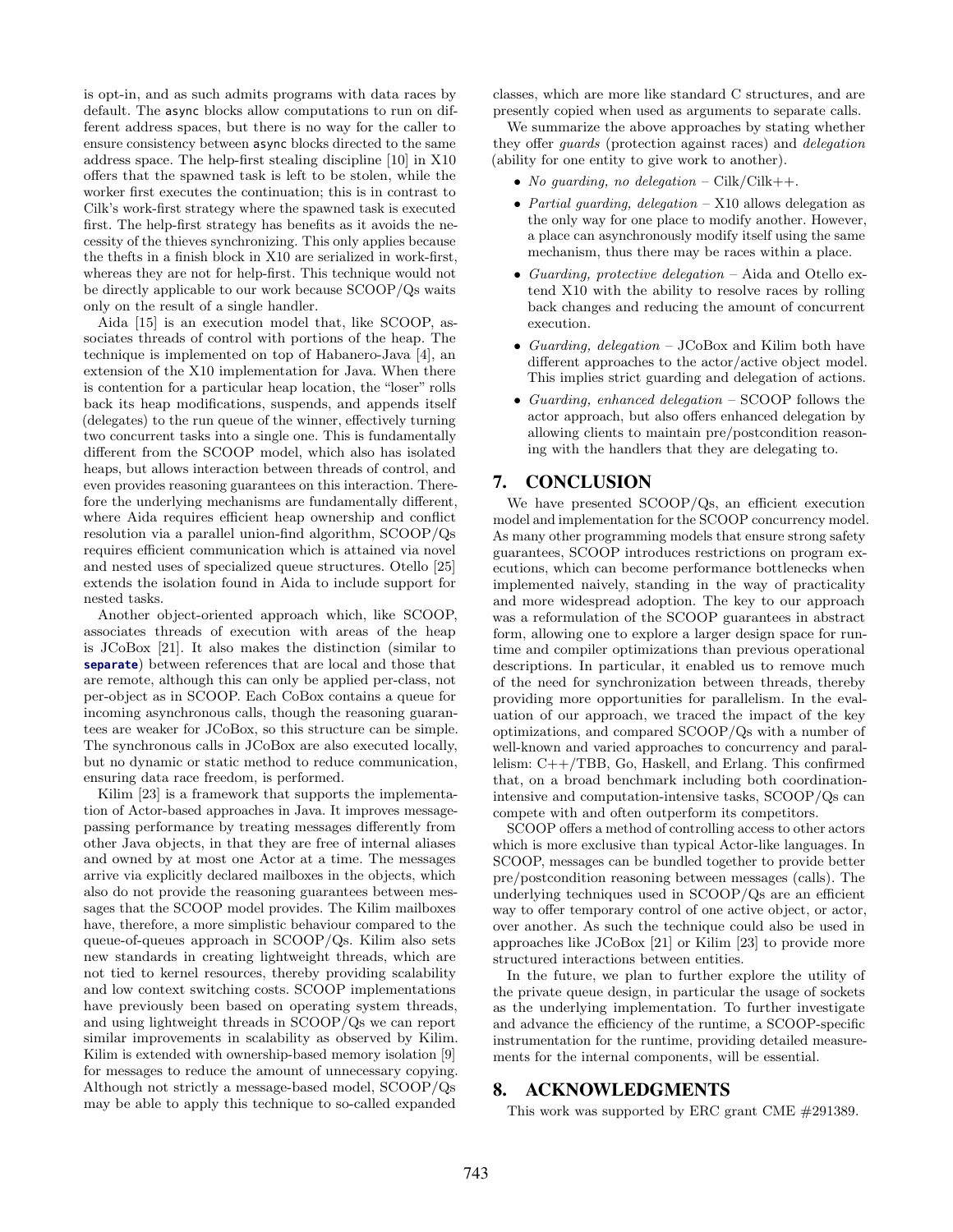is opt-in, and as such admits programs with data races by default. The async blocks allow computations to run on different address spaces, but there is no way for the caller to ensure consistency between async blocks directed to the same address space. The help-first stealing discipline [10] in X10 offers that the spawned task is left to be stolen, while the worker first executes the continuation; this is in contrast to Cilk's work-first strategy where the spawned task is executed first. The help-first strategy has benefits as it avoids the necessity of the thieves synchronizing. This only applies because the thefts in a finish block in X10 are serialized in work-first, whereas they are not for help-first. This technique would not be directly applicable to our work because SCOOP/Qs waits only on the result of a single handler.

Aida [15] is an execution model that, like SCOOP, associates threads of control with portions of the heap. The technique is implemented on top of Habanero-Java [4], an extension of the X10 implementation for Java. When there is contention for a particular heap location, the "loser" rolls back its heap modifications, suspends, and appends itself (delegates) to the run queue of the winner, effectively turning two concurrent tasks into a single one. This is fundamentally different from the SCOOP model, which also has isolated heaps, but allows interaction between threads of control, and even provides reasoning guarantees on this interaction. Therefore the underlying mechanisms are fundamentally different, where Aida requires efficient heap ownership and conflict resolution via a parallel union-find algorithm, SCOOP/Qs requires efficient communication which is attained via novel and nested uses of specialized queue structures. Otello [25] extends the isolation found in Aida to include support for nested tasks.

Another object-oriented approach which, like SCOOP, associates threads of execution with areas of the heap is JCoBox [21]. It also makes the distinction (similar to **separate**) between references that are local and those that are remote, although this can only be applied per-class, not per-object as in SCOOP. Each CoBox contains a queue for incoming asynchronous calls, though the reasoning guarantees are weaker for JCoBox, so this structure can be simple. The synchronous calls in JCoBox are also executed locally, but no dynamic or static method to reduce communication, ensuring data race freedom, is performed.

Kilim [23] is a framework that supports the implementation of Actor-based approaches in Java. It improves message-passing performance by treating messages differently from other Java objects, in that they are free of internal aliases and owned by at most one Actor at a time. The messages arrive via explicitly declared mailboxes in the objects, which also do not provide the reasoning guarantees between messages that the SCOOP model provides. The Kilim mailboxes have, therefore, a more simplistic behaviour compared to the queue-of-queues approach in SCOOP/Qs. Kilim also sets new standards in creating lightweight threads, which are not tied to kernel resources, thereby providing scalability and low context switching costs. SCOOP implementations have previously been based on operating system threads, and using lightweight threads in SCOOP/Qs we can report similar improvements in scalability as observed by Kilim. Kilim is extended with ownership-based memory isolation [9] for messages to reduce the amount of unnecessary copying. Although not strictly a message-based model, SCOOP/Qs may be able to apply this technique to so-called expanded classes, which are more like standard C structures, and are presently copied when used as arguments to separate calls.

We summarize the above approaches by stating whether they offer *guards* (protection against races) and *delegation* (ability for one entity to give work to another).

- *No guarding, no delegation* – Cilk/Cilk++.
- *Partial guarding, delegation* – X10 allows delegation as the only way for one place to modify another. However, a place can asynchronously modify itself using the same mechanism, thus there may be races within a place.
- *Guarding, protective delegation* – Aida and Otello extend X10 with the ability to resolve races by rolling back changes and reducing the amount of concurrent execution.
- *Guarding, delegation* – JCoBox and Kilim both have different approaches to the actor/active object model. This implies strict guarding and delegation of actions.
- *Guarding, enhanced delegation* – SCOOP follows the actor approach, but also offers enhanced delegation by allowing clients to maintain pre/postcondition reasoning with the handlers that they are delegating to.

## 7. CONCLUSION

We have presented SCOOP/Qs, an efficient execution model and implementation for the SCOOP concurrency model. As many other programming models that ensure strong safety guarantees, SCOOP introduces restrictions on program executions, which can become performance bottlenecks when implemented naively, standing in the way of practicality and more widespread adoption. The key to our approach was a reformulation of the SCOOP guarantees in abstract form, allowing one to explore a larger design space for runtime and compiler optimizations than previous operational descriptions. In particular, it enabled us to remove much of the need for synchronization between threads, thereby providing more opportunities for parallelism. In the evaluation of our approach, we traced the impact of the key optimizations, and compared SCOOP/Qs with a number of well-known and varied approaches to concurrency and parallelism: C++/TBB, Go, Haskell, and Erlang. This confirmed that, on a broad benchmark including both coordination-intensive and computation-intensive tasks, SCOOP/Qs can compete with and often outperform its competitors.

SCOOP offers a method of controlling access to other actors which is more exclusive than typical Actor-like languages. In SCOOP, messages can be bundled together to provide better pre/postcondition reasoning between messages (calls). The underlying techniques used in SCOOP/Qs are an efficient way to offer temporary control of one active object, or actor, over another. As such the technique could also be used in approaches like JCoBox [21] or Kilim [23] to provide more structured interactions between entities.

In the future, we plan to further explore the utility of the private queue design, in particular the usage of sockets as the underlying implementation. To further investigate and advance the efficiency of the runtime, a SCOOP-specific instrumentation for the runtime, providing detailed measurements for the internal components, will be essential.

## 8. ACKNOWLEDGMENTS

This work was supported by ERC grant CME #291389.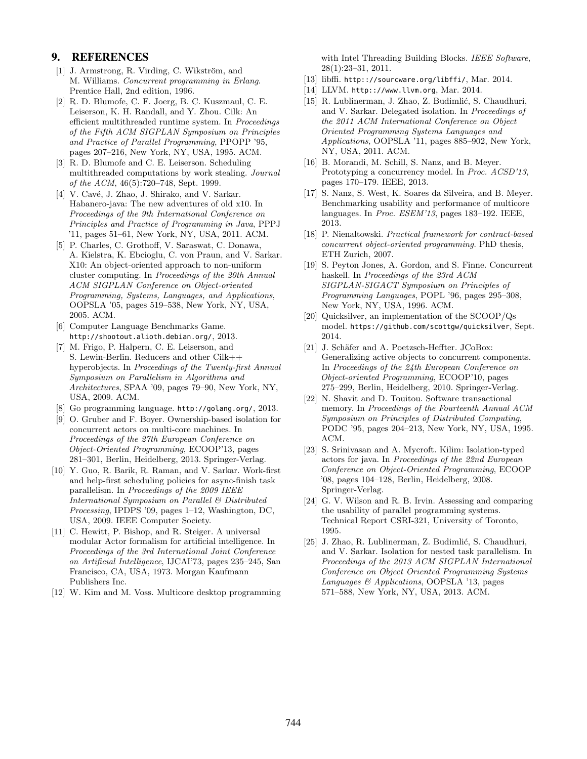## 9. REFERENCES

[1] J. Armstrong, R. Virding, C. Wikström, and M. Williams. *Concurrent programming in Erlang*. Prentice Hall, 2nd edition, 1996.

[2] R. D. Blumofe, C. F. Joerg, B. C. Kuszmaul, C. E. Leiserson, K. H. Randall, and Y. Zhou. Cilk: An efficient multithreaded runtime system. In *Proceedings of the Fifth ACM SIGPLAN Symposium on Principles and Practice of Parallel Programming*, PPOPP '95, pages 207–216, New York, NY, USA, 1995. ACM.

[3] R. D. Blumofe and C. E. Leiserson. Scheduling multithreaded computations by work stealing. *Journal of the ACM*, 46(5):720–748, Sept. 1999.

[4] V. Cavé, J. Zhao, J. Shirako, and V. Sarkar. Habanero-java: The new adventures of old x10. In *Proceedings of the 9th International Conference on Principles and Practice of Programming in Java*, PPPJ '11, pages 51–61, New York, NY, USA, 2011. ACM.

[5] P. Charles, C. Grothoff, V. Saraswat, C. Donawa, A. Kielstra, K. Ebcioglu, C. von Praun, and V. Sarkar. X10: An object-oriented approach to non-uniform cluster computing. In *Proceedings of the 20th Annual ACM SIGPLAN Conference on Object-oriented Programming, Systems, Languages, and Applications*, OOPSLA '05, pages 519–538, New York, NY, USA, 2005. ACM.

[6] Computer Language Benchmarks Game. http://shootout.alioth.debian.org/, 2013.

[7] M. Frigo, P. Halpern, C. E. Leiserson, and S. Lewin-Berlin. Reducers and other Cilk++ hyperobjects. In *Proceedings of the Twenty-first Annual Symposium on Parallelism in Algorithms and Architectures*, SPAA '09, pages 79–90, New York, NY, USA, 2009. ACM.

[8] Go programming language. http://golang.org/, 2013.

[9] O. Gruber and F. Boyer. Ownership-based isolation for concurrent actors on multi-core machines. In *Proceedings of the 27th European Conference on Object-Oriented Programming*, ECOOP'13, pages 281–301, Berlin, Heidelberg, 2013. Springer-Verlag.

[10] Y. Guo, R. Barik, R. Raman, and V. Sarkar. Work-first and help-first scheduling policies for async-finish task parallelism. In *Proceedings of the 2009 IEEE International Symposium on Parallel & Distributed Processing*, IPDPS '09, pages 1–12, Washington, DC, USA, 2009. IEEE Computer Society.

[11] C. Hewitt, P. Bishop, and R. Steiger. A universal modular Actor formalism for artificial intelligence. In *Proceedings of the 3rd International Joint Conference on Artificial Intelligence*, IJCAI'73, pages 235–245, San Francisco, CA, USA, 1973. Morgan Kaufmann Publishers Inc.

[12] W. Kim and M. Voss. Multicore desktop programming with Intel Threading Building Blocks. *IEEE Software*, 28(1):23–31, 2011.

[13] libffi. http:://sourcware.org/libffi/, Mar. 2014.

[14] LLVM. http:://www.llvm.org, Mar. 2014.

[15] R. Lublinerman, J. Zhao, Z. Budimlić, S. Chaudhuri, and V. Sarkar. Delegated isolation. In *Proceedings of the 2011 ACM International Conference on Object Oriented Programming Systems Languages and Applications*, OOPSLA '11, pages 885–902, New York, NY, USA, 2011. ACM.

[16] B. Morandi, M. Schill, S. Nanz, and B. Meyer. Prototyping a concurrency model. In *Proc. ACSD'13*, pages 170–179. IEEE, 2013.

[17] S. Nanz, S. West, K. Soares da Silveira, and B. Meyer. Benchmarking usability and performance of multicore languages. In *Proc. ESEM'13*, pages 183–192. IEEE, 2013.

[18] P. Nienaltowski. *Practical framework for contract-based concurrent object-oriented programming*. PhD thesis, ETH Zurich, 2007.

[19] S. Peyton Jones, A. Gordon, and S. Finne. Concurrent haskell. In *Proceedings of the 23rd ACM SIGPLAN-SIGACT Symposium on Principles of Programming Languages*, POPL '96, pages 295–308, New York, NY, USA, 1996. ACM.

[20] Quicksilver, an implementation of the SCOOP/Qs model. https://github.com/scottgw/quicksilver, Sept. 2014.

[21] J. Schäfer and A. Poetzsch-Heffter. JCoBox: Generalizing active objects to concurrent components. In *Proceedings of the 24th European Conference on Object-oriented Programming*, ECOOP'10, pages 275–299, Berlin, Heidelberg, 2010. Springer-Verlag.

[22] N. Shavit and D. Touitou. Software transactional memory. In *Proceedings of the Fourteenth Annual ACM Symposium on Principles of Distributed Computing*, PODC '95, pages 204–213, New York, NY, USA, 1995. ACM.

[23] S. Srinivasan and A. Mycroft. Kilim: Isolation-typed actors for java. In *Proceedings of the 22nd European Conference on Object-Oriented Programming*, ECOOP '08, pages 104–128, Berlin, Heidelberg, 2008. Springer-Verlag.

[24] G. V. Wilson and R. B. Irvin. Assessing and comparing the usability of parallel programming systems. Technical Report CSRI-321, University of Toronto, 1995.

[25] J. Zhao, R. Lublinerman, Z. Budimlić, S. Chaudhuri, and V. Sarkar. Isolation for nested task parallelism. In *Proceedings of the 2013 ACM SIGPLAN International Conference on Object Oriented Programming Systems Languages & Applications*, OOPSLA '13, pages 571–588, New York, NY, USA, 2013. ACM.